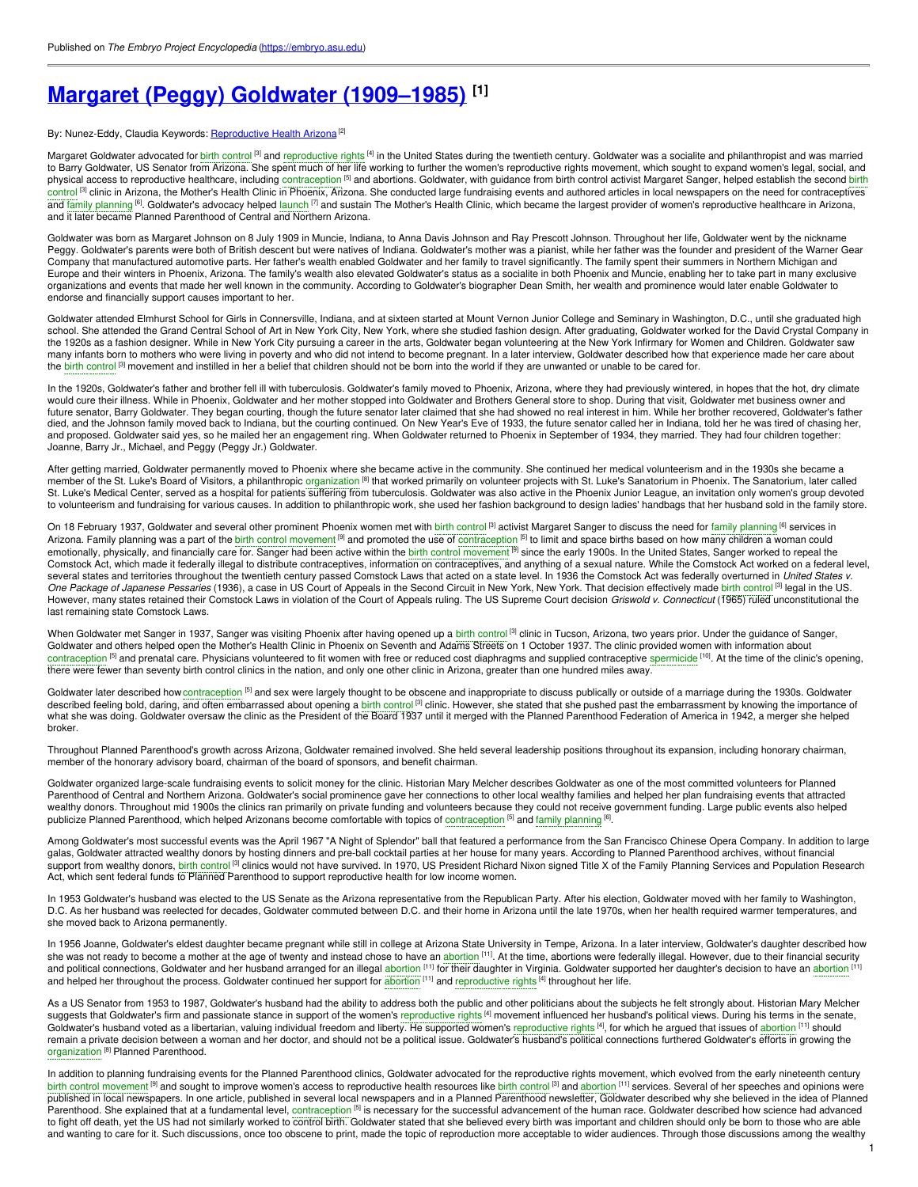Published on *The Embryo Project Encyclopedia* (https://embryo.asu.edu)

# Margaret (Peggy) Goldwater (1909–1985) [1]

By: Nunez-Eddy, Claudia Keywords: Reproductive Health Arizona [2]

Margaret Goldwater advocated for birth control [3] and reproductive rights [4] in the United States during the twentieth century. Goldwater was a socialite and philanthropist and was married to Barry Goldwater, US Senator from Arizona. She spent much of her life working to further the women's reproductive rights movement, which sought to expand women's legal, social, and physical access to reproductive healthcare, including contraception [5] and abortions. Goldwater, with guidance from birth control activist Margaret Sanger, helped establish the second birth control [3] clinic in Arizona, the Mother's Health Clinic in Phoenix, Arizona. She conducted large fundraising events and authored articles in local newspapers on the need for contraceptives and family planning [6]. Goldwater's advocacy helped launch [7] and sustain The Mother's Health Clinic, which became the largest provider of women's reproductive healthcare in Arizona, and it later became Planned Parenthood of Central and Northern Arizona.

Goldwater was born as Margaret Johnson on 8 July 1909 in Muncie, Indiana, to Anna Davis Johnson and Ray Prescott Johnson. Throughout her life, Goldwater went by the nickname Peggy. Goldwater's parents were both of British descent but were natives of Indiana. Goldwater's mother was a pianist, while her father was the founder and president of the Warner Gear Company that manufactured automotive parts. Her father's wealth enabled Goldwater and her family to travel significantly. The family spent their summers in Northern Michigan and Europe and their winters in Phoenix, Arizona. The family's wealth also elevated Goldwater's status as a socialite in both Phoenix and Muncie, enabling her to take part in many exclusive organizations and events that made her well known in the community. According to Goldwater's biographer Dean Smith, her wealth and prominence would later enable Goldwater to endorse and financially support causes important to her.

Goldwater attended Elmhurst School for Girls in Connersville, Indiana, and at sixteen started at Mount Vernon Junior College and Seminary in Washington, D.C., until she graduated high school. She attended the Grand Central School of Art in New York City, New York, where she studied fashion design. After graduating, Goldwater worked for the David Crystal Company in the 1920s as a fashion designer. While in New York City pursuing a career in the arts, Goldwater began volunteering at the New York Infirmary for Women and Children. Goldwater saw many infants born to mothers who were living in poverty and who did not intend to become pregnant. In a later interview, Goldwater described how that experience made her care about the birth control [3] movement and instilled in her a belief that children should not be born into the world if they are unwanted or unable to be cared for.

In the 1920s, Goldwater's father and brother fell ill with tuberculosis. Goldwater's family moved to Phoenix, Arizona, where they had previously wintered, in hopes that the hot, dry climate would cure their illness. While in Phoenix, Goldwater and her mother stopped into Goldwater and Brothers General store to shop. During that visit, Goldwater met business owner and future senator, Barry Goldwater. They began courting, though the future senator later claimed that she had showed no real interest in him. While her brother recovered, Goldwater's father died, and the Johnson family moved back to Indiana, but the courting continued. On New Year's Eve of 1933, the future senator called her in Indiana, told her he was tired of chasing her, and proposed. Goldwater said yes, so he mailed her an engagement ring. When Goldwater returned to Phoenix in September of 1934, they married. They had four children together: Joanne, Barry Jr., Michael, and Peggy (Peggy Jr.) Goldwater.

After getting married, Goldwater permanently moved to Phoenix where she became active in the community. She continued her medical volunteerism and in the 1930s she became a member of the St. Luke's Board of Visitors, a philanthropic organization [8] that worked primarily on volunteer projects with St. Luke's Sanatorium in Phoenix. The Sanatorium, later called St. Luke's Medical Center, served as a hospital for patients suffering from tuberculosis. Goldwater was also active in the Phoenix Junior League, an invitation only women's group devoted to volunteerism and fundraising for various causes. In addition to philanthropic work, she used her fashion background to design ladies' handbags that her husband sold in the family store.

On 18 February 1937, Goldwater and several other prominent Phoenix women met with birth control [3] activist Margaret Sanger to discuss the need for family planning [6] services in Arizona. Family planning was a part of the birth control movement [9] and promoted the use of contraception [5] to limit and space births based on how many children a woman could emotionally, physically, and financially care for. Sanger had been active within the birth control movement [9] since the early 1900s. In the United States, Sanger worked to repeal the Comstock Act, which made it federally illegal to distribute contraceptives, information on contraceptives, and anything of a sexual nature. While the Comstock Act worked on a federal level, several states and territories throughout the twentieth century passed Comstock Laws that acted on a state level. In 1936 the Comstock Act was federally overturned in *United States v. One Package of Japanese Pessaries* (1936), a case in US Court of Appeals in the Second Circuit in New York, New York. That decision effectively made birth control [3] legal in the US. However, many states retained their Comstock Laws in violation of the Court of Appeals ruling. The US Supreme Court decision *Griswold v. Connecticut* (1965) ruled unconstitutional the last remaining state Comstock Laws.

When Goldwater met Sanger in 1937, Sanger was visiting Phoenix after having opened up a birth control [3] clinic in Tucson, Arizona, two years prior. Under the guidance of Sanger, Goldwater and others helped open the Mother's Health Clinic in Phoenix on Seventh and Adams Streets on 1 October 1937. The clinic provided women with information about contraception [5] and prenatal care. Physicians volunteered to fit women with free or reduced cost diaphragms and supplied contraceptive spermicide [10]. At the time of the clinic's opening, there were fewer than seventy birth control clinics in the nation, and only one other clinic in Arizona, greater than one hundred miles away.

Goldwater later described how contraception [5] and sex were largely thought to be obscene and inappropriate to discuss publically or outside of a marriage during the 1930s. Goldwater described feeling bold, daring, and often embarrassed about opening a birth control [3] clinic. However, she stated that she pushed past the embarrassment by knowing the importance of what she was doing. Goldwater oversaw the clinic as the President of the Board 1937 until it merged with the Planned Parenthood Federation of America in 1942, a merger she helped broker.

Throughout Planned Parenthood's growth across Arizona, Goldwater remained involved. She held several leadership positions throughout its expansion, including honorary chairman, member of the honorary advisory board, chairman of the board of sponsors, and benefit chairman.

Goldwater organized large-scale fundraising events to solicit money for the clinic. Historian Mary Melcher describes Goldwater as one of the most committed volunteers for Planned Parenthood of Central and Northern Arizona. Goldwater's social prominence gave her connections to other local wealthy families and helped her plan fundraising events that attracted wealthy donors. Throughout mid 1900s the clinics ran primarily on private funding and volunteers because they could not receive government funding. Large public events also helped publicize Planned Parenthood, which helped Arizonans become comfortable with topics of contraception [5] and family planning [6].

Among Goldwater's most successful events was the April 1967 "A Night of Splendor" ball that featured a performance from the San Francisco Chinese Opera Company. In addition to large galas, Goldwater attracted wealthy donors by hosting dinners and pre-ball cocktail parties at her house for many years. According to Planned Parenthood archives, without financial support from wealthy donors, birth control [3] clinics would not have survived. In 1970, US President Richard Nixon signed Title X of the Family Planning Services and Population Research Act, which sent federal funds to Planned Parenthood to support reproductive health for low income women.

In 1953 Goldwater's husband was elected to the US Senate as the Arizona representative from the Republican Party. After his election, Goldwater moved with her family to Washington, D.C. As her husband was reelected for decades, Goldwater commuted between D.C. and their home in Arizona until the late 1970s, when her health required warmer temperatures, and she moved back to Arizona permanently.

In 1956 Joanne, Goldwater's eldest daughter became pregnant while still in college at Arizona State University in Tempe, Arizona. In a later interview, Goldwater's daughter described how she was not ready to become a mother at the age of twenty and instead chose to have an abortion [11]. At the time, abortions were federally illegal. However, due to their financial security and political connections, Goldwater and her husband arranged for an illegal abortion [11] for their daughter in Virginia. Goldwater supported her daughter's decision to have an abortion [11] and helped her throughout the process. Goldwater continued her support for abortion [11] and reproductive rights [4] throughout her life.

As a US Senator from 1953 to 1987, Goldwater's husband had the ability to address both the public and other politicians about the subjects he felt strongly about. Historian Mary Melcher suggests that Goldwater's firm and passionate stance in support of the women's reproductive rights [4] movement influenced her husband's political views. During his terms in the senate, Goldwater's husband voted as a libertarian, valuing individual freedom and liberty. He supported women's reproductive rights [4], for which he argued that issues of abortion [11] should remain a private decision between a woman and her doctor, and should not be a political issue. Goldwater's husband's political connections furthered Goldwater's efforts in growing the organization [8] Planned Parenthood.

In addition to planning fundraising events for the Planned Parenthood clinics, Goldwater advocated for the reproductive rights movement, which evolved from the early nineteenth century birth control movement [9] and sought to improve women's access to reproductive health resources like birth control [3] and abortion [11] services. Several of her speeches and opinions were published in local newspapers. In one article, published in several local newspapers and in a Planned Parenthood newsletter, Goldwater described why she believed in the idea of Planned Parenthood. She explained that at a fundamental level, contraception [5] is necessary for the successful advancement of the human race. Goldwater described how science had advanced to fight off death, yet the US had not similarly worked to control birth. Goldwater stated that she believed every birth was important and children should only be born to those who are able and wanting to care for it. Such discussions, once too obscene to print, made the topic of reproduction more acceptable to wider audiences. Through those discussions among the wealthy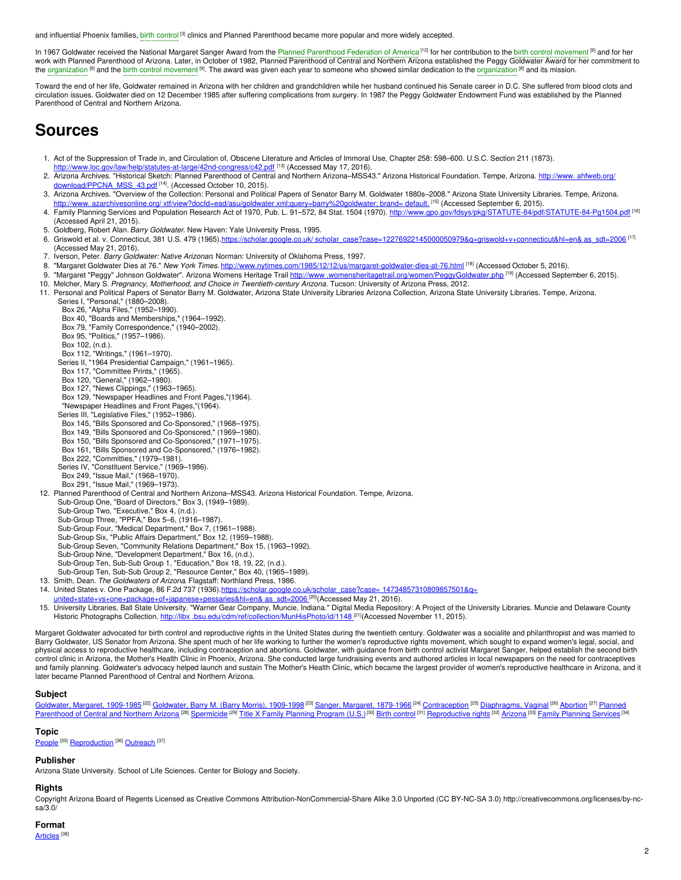and influential Phoenix families, birth control [3] clinics and Planned Parenthood became more popular and more widely accepted.

In 1967 Goldwater received the National Margaret Sanger Award from the Planned Parenthood Federation of America [12] for her contribution to the birth control movement [9] and for her work with Planned Parenthood of Arizona. Later, in October of 1982, Planned Parenthood of Central and Northern Arizona established the Peggy Goldwater Award for her commitment to the organization [8] and the birth control movement [9]. The award was given each year to someone who showed similar dedication to the organization [8] and its mission.

Toward the end of her life, Goldwater remained in Arizona with her children and grandchildren while her husband continued his Senate career in D.C. She suffered from blood clots and circulation issues. Goldwater died on 12 December 1985 after suffering complications from surgery. In 1987 the Peggy Goldwater Endowment Fund was established by the Planned Parenthood of Central and Northern Arizona.

# Sources

1. Act of the Suppression of Trade in, and Circulation of, Obscene Literature and Articles of Immoral Use, Chapter 258: 598–600. U.S.C. Section 211 (1873). http://www.loc.gov/law/help/statutes-at-large/42nd-congress/c42.pdf [13] (Accessed May 17, 2016).
2. Arizona Archives. "Historical Sketch: Planned Parenthood of Central and Northern Arizona–MSS43." Arizona Historical Foundation. Tempe, Arizona. http://www. ahfweb.org/download/PPCNA_MSS_43.pdf [14]. (Accessed October 10, 2015).
3. Arizona Archives. "Overview of the Collection: Personal and Political Papers of Senator Barry M. Goldwater 1880s–2008." Arizona State University Libraries. Tempe, Arizona. http://www. azarchivesonline.org/ xtf/view?docId=ead/asu/goldwater.xml;query=barry%20goldwater; brand= default. [15] (Accessed September 6, 2015).
4. Family Planning Services and Population Research Act of 1970, Pub. L. 91–572, 84 Stat. 1504 (1970). http://www.gpo.gov/fdsys/pkg/STATUTE-84/pdf/STATUTE-84-Pg1504.pdf [16] (Accessed April 21, 2015).
5. Goldberg, Robert Alan. *Barry Goldwater*. New Haven: Yale University Press, 1995.
6. Griswold et al. v. Connecticut, 381 U.S. 479 (1965).https://scholar.google.co.uk/ scholar_case?case=12276922145000050979&q=griswold+v+connecticut&hl=en& as_sdt=2006 [17] (Accessed May 21, 2016).
7. Iverson, Peter. *Barry Goldwater: Native Arizonan*. Norman: University of Oklahoma Press, 1997.
8. "Margaret Goldwater Dies at 76." *New York Times*. http://www.nytimes.com/1985/12/12/us/margaret-goldwater-dies-at-76.html [18] (Accessed October 5, 2016).
9. "Margaret "Peggy" Johnson Goldwater." Arizona Womens Heritage Trail http://www .womensheritagetrail.org/women/PeggyGoldwater.php [19] (Accessed September 6, 2015).
10. Melcher, Mary S. *Pregnancy, Motherhood, and Choice in Twentieth-century Arizona*. Tucson: University of Arizona Press, 2012.
11. Personal and Political Papers of Senator Barry M. Goldwater, Arizona State University Libraries Arizona Collection, Arizona State University Libraries. Tempe, Arizona.
    - Series I, "Personal," (1880–2008).
        - Box 26, "Alpha Files," (1952–1990).
        - Box 40, "Boards and Memberships," (1964–1992).
        - Box 79, "Family Correspondence," (1940–2002).
        - Box 95, "Politics," (1957–1986).
        - Box 102, (n.d.).
        - Box 112, "Writings," (1961–1970).
    - Series II, "1964 Presidential Campaign," (1961–1965).
        - Box 117, "Committee Prints," (1965).
        - Box 120, "General," (1962–1980).
        - Box 127, "News Clippings," (1963–1965).
        - Box 129, "Newspaper Headlines and Front Pages,"(1964).
        - "Newspaper Headlines and Front Pages,"(1964).
    - Series III, "Legislative Files," (1952–1986).
        - Box 145, "Bills Sponsored and Co-Sponsored," (1968–1975).
        - Box 149, "Bills Sponsored and Co-Sponsored," (1969–1980).
        - Box 150, "Bills Sponsored and Co-Sponsored," (1971–1975).
        - Box 161, "Bills Sponsored and Co-Sponsored," (1976–1982).
        - Box 222, "Committies," (1979–1981).
    - Series IV, "Constituent Service," (1969–1986).
        - Box 249, "Issue Mail," (1968–1970).
        - Box 291, "Issue Mail," (1969–1973).
12. Planned Parenthood of Central and Northern Arizona–MSS43. Arizona Historical Foundation. Tempe, Arizona.
    - Sub-Group One, "Board of Directors," Box 3, (1949–1989).
    - Sub-Group Two, "Executive," Box 4, (n.d.).
    - Sub-Group Three, "PPFA," Box 5–6, (1916–1987).
    - Sub-Group Four, "Medical Department," Box 7, (1961–1988).
    - Sub-Group Six, "Public Affairs Department," Box 12, (1959–1988).
    - Sub-Group Seven, "Community Relations Department," Box 15, (1963–1992).
    - Sub-Group Nine, "Development Department," Box 16, (n.d.).
    - Sub-Group Ten, Sub-Sub Group 1, "Education," Box 18, 19, 22, (n.d.).
    - Sub-Group Ten, Sub-Sub Group 2, "Resource Center," Box 40, (1965–1989).
13. Smith, Dean. *The Goldwaters of Arizona*. Flagstaff: Northland Press, 1986.
14. United States v. One Package, 86 F.2d 737 (1936).https://scholar.google.co.uk/scholar_case?case= 14734857310809857501&q= united+state+vs+one+package+of+japanese+pessaries&hl=en& as_sdt=2006 [20](Accessed May 21, 2016).
15. University Libraries, Ball State University. "Warner Gear Company, Muncie, Indiana." Digital Media Repository: A Project of the University Libraries. Muncie and Delaware County Historic Photographs Collection. http://libx .bsu.edu/cdm/ref/collection/MunHisPhoto/id/1148 [21](Accessed November 11, 2015).

Margaret Goldwater advocated for birth control and reproductive rights in the United States during the twentieth century. Goldwater was a socialite and philanthropist and was married to Barry Goldwater, US Senator from Arizona. She spent much of her life working to further the women's reproductive rights movement, which sought to expand women's legal, social, and physical access to reproductive healthcare, including contraception and abortions. Goldwater, with guidance from birth control activist Margaret Sanger, helped establish the second birth control clinic in Arizona, the Mother's Health Clinic in Phoenix, Arizona. She conducted large fundraising events and authored articles in local newspapers on the need for contraceptives and family planning. Goldwater's advocacy helped launch and sustain The Mother's Health Clinic, which became the largest provider of women's reproductive healthcare in Arizona, and it later became Planned Parenthood of Central and Northern Arizona.

### Subject

Goldwater, Margaret, 1909-1985 [22] Goldwater, Barry M. (Barry Morris), 1909-1998 [23] Sanger, Margaret, 1879-1966 [24] Contraception [25] Diaphragms, Vaginal [26] Abortion [27] Planned Parenthood of Central and Northern Arizona [28] Spermicide [29] Title X Family Planning Program (U.S.) [30] Birth control [31] Reproductive rights [32] Arizona [33] Family Planning Services [34]

### Topic

People [35] Reproduction [36] Outreach [37]

### Publisher

Arizona State University. School of Life Sciences. Center for Biology and Society.

### Rights

Copyright Arizona Board of Regents Licensed as Creative Commons Attribution-NonCommercial-Share Alike 3.0 Unported (CC BY-NC-SA 3.0) http://creativecommons.org/licenses/by-nc-sa/3.0/

### Format

Articles [38]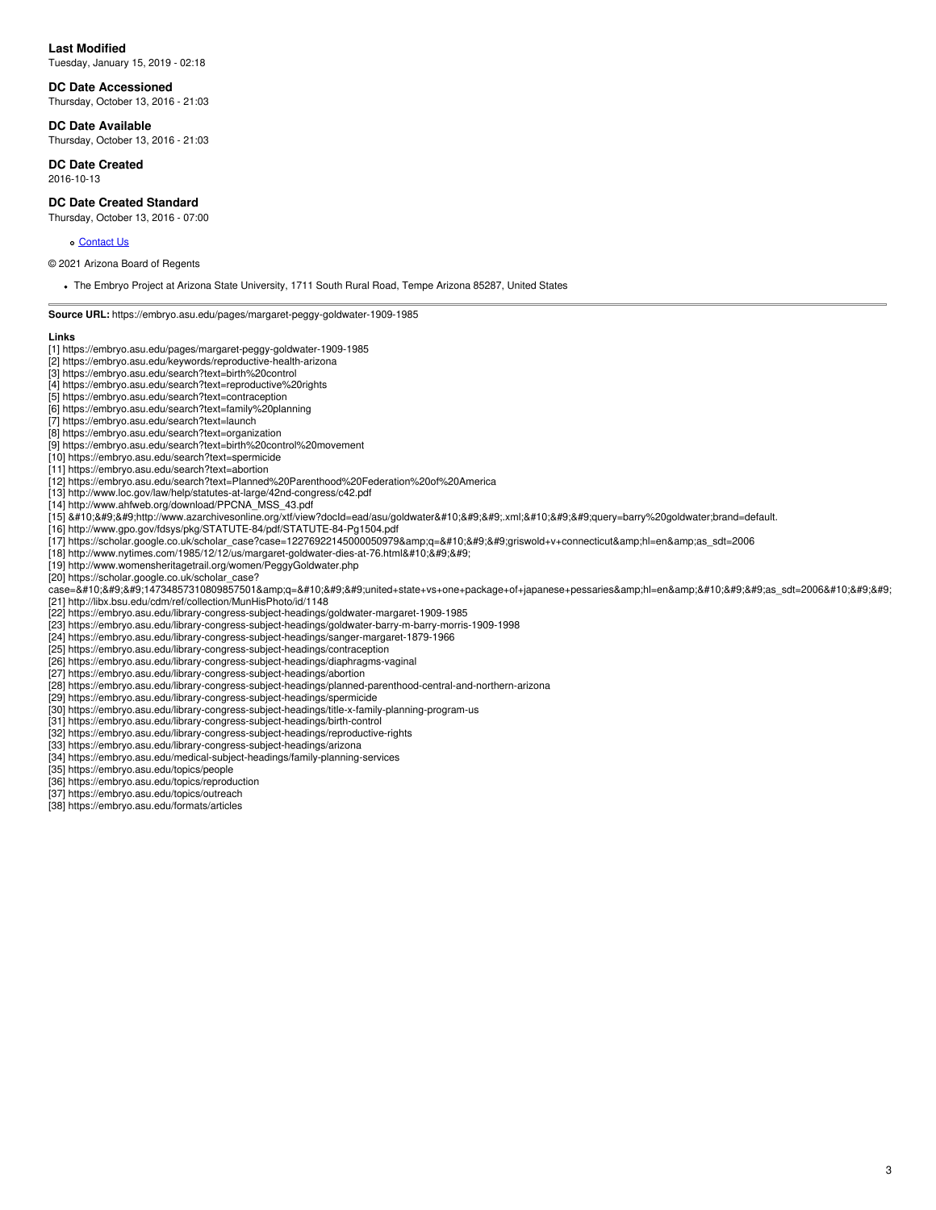**Last Modified**
Tuesday, January 15, 2019 - 02:18

**DC Date Accessioned**
Thursday, October 13, 2016 - 21:03

**DC Date Available**
Thursday, October 13, 2016 - 21:03

**DC Date Created**
2016-10-13

**DC Date Created Standard**
Thursday, October 13, 2016 - 07:00

- Contact Us

© 2021 Arizona Board of Regents

- The Embryo Project at Arizona State University, 1711 South Rural Road, Tempe Arizona 85287, United States

---

**Source URL:** https://embryo.asu.edu/pages/margaret-peggy-goldwater-1909-1985

**Links**
[1] https://embryo.asu.edu/pages/margaret-peggy-goldwater-1909-1985
[2] https://embryo.asu.edu/keywords/reproductive-health-arizona
[3] https://embryo.asu.edu/search?text=birth%20control
[4] https://embryo.asu.edu/search?text=reproductive%20rights
[5] https://embryo.asu.edu/search?text=contraception
[6] https://embryo.asu.edu/search?text=family%20planning
[7] https://embryo.asu.edu/search?text=launch
[8] https://embryo.asu.edu/search?text=organization
[9] https://embryo.asu.edu/search?text=birth%20control%20movement
[10] https://embryo.asu.edu/search?text=spermicide
[11] https://embryo.asu.edu/search?text=abortion
[12] https://embryo.asu.edu/search?text=Planned%20Parenthood%20Federation%20of%20America
[13] http://www.loc.gov/law/help/statutes-at-large/42nd-congress/c42.pdf
[14] http://www.ahfweb.org/download/PPCNA_MSS_43.pdf
[15] &#10;&#9;&#9;http://www.azarchivesonline.org/xtf/view?docId=ead/asu/goldwater&#10;&#9;&#9;.xml;&#10;&#9;&#9;query=barry%20goldwater;brand=default.
[16] http://www.gpo.gov/fdsys/pkg/STATUTE-84/pdf/STATUTE-84-Pg1504.pdf
[17] https://scholar.google.co.uk/scholar_case?case=12276922145000050979&amp;q=&#10;&#9;&#9;griswold+v+connecticut&amp;hl=en&amp;as_sdt=2006
[18] http://www.nytimes.com/1985/12/12/us/margaret-goldwater-dies-at-76.html&#10;&#9;&#9;
[19] http://www.womensheritagetrail.org/women/PeggyGoldwater.php
[20] https://scholar.google.co.uk/scholar_case?case=&#10;&#9;&#9;14734857310809857501&amp;q=&#10;&#9;&#9;united+state+vs+one+package+of+japanese+pessaries&amp;hl=en&amp;&#10;&#9;&#9;as_sdt=2006&#10;&#9;&#9;
[21] http://libx.bsu.edu/cdm/ref/collection/MunHisPhoto/id/1148
[22] https://embryo.asu.edu/library-congress-subject-headings/goldwater-margaret-1909-1985
[23] https://embryo.asu.edu/library-congress-subject-headings/goldwater-barry-m-barry-morris-1909-1998
[24] https://embryo.asu.edu/library-congress-subject-headings/sanger-margaret-1879-1966
[25] https://embryo.asu.edu/library-congress-subject-headings/contraception
[26] https://embryo.asu.edu/library-congress-subject-headings/diaphragms-vaginal
[27] https://embryo.asu.edu/library-congress-subject-headings/abortion
[28] https://embryo.asu.edu/library-congress-subject-headings/planned-parenthood-central-and-northern-arizona
[29] https://embryo.asu.edu/library-congress-subject-headings/spermicide
[30] https://embryo.asu.edu/library-congress-subject-headings/title-x-family-planning-program-us
[31] https://embryo.asu.edu/library-congress-subject-headings/birth-control
[32] https://embryo.asu.edu/library-congress-subject-headings/reproductive-rights
[33] https://embryo.asu.edu/library-congress-subject-headings/arizona
[34] https://embryo.asu.edu/medical-subject-headings/family-planning-services
[35] https://embryo.asu.edu/topics/people
[36] https://embryo.asu.edu/topics/reproduction
[37] https://embryo.asu.edu/topics/outreach
[38] https://embryo.asu.edu/formats/articles